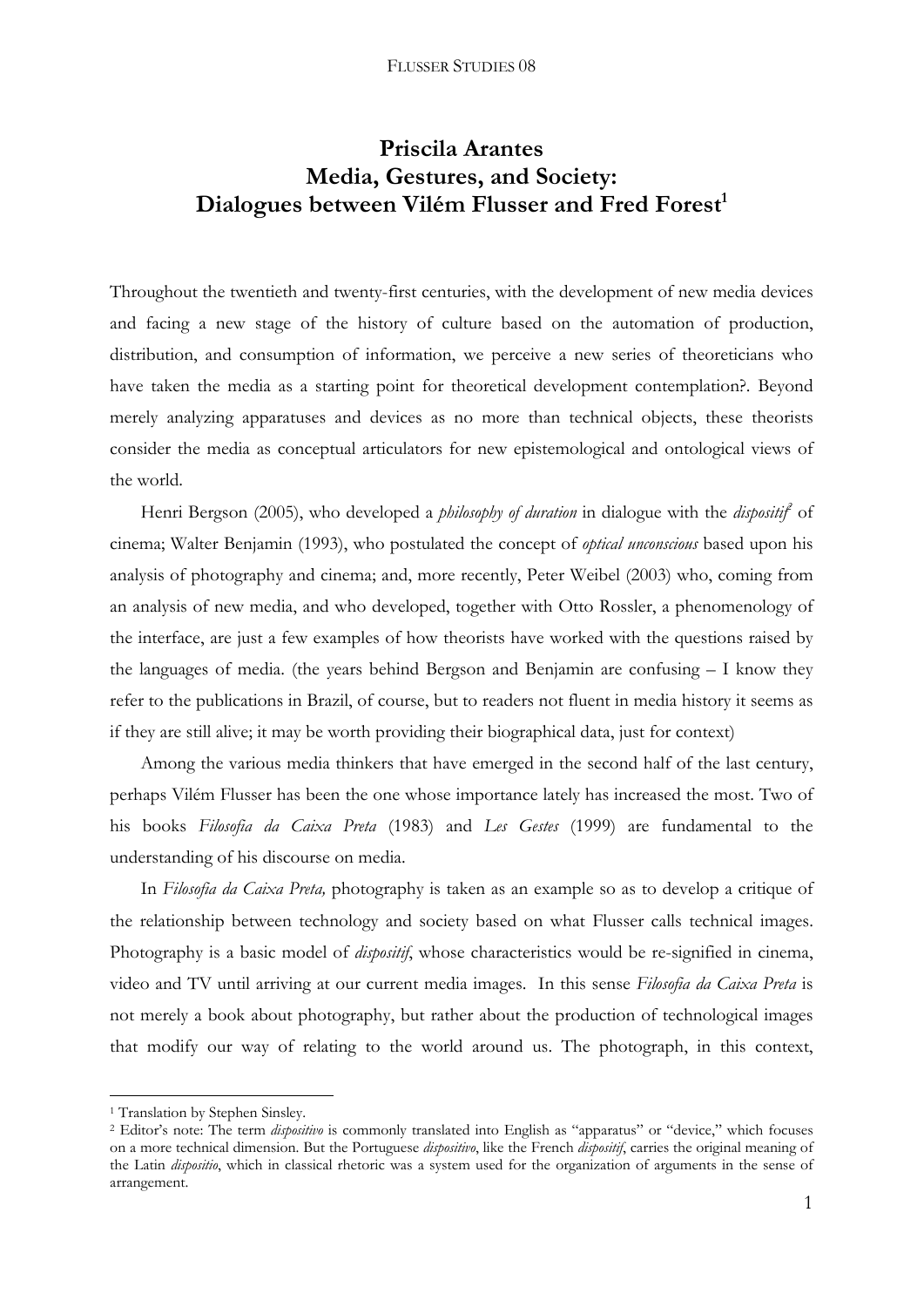# Priscila Arantes
# Media, Gestures, and Society: Dialogues between Vilém Flusser and Fred Forest[1]

Throughout the twentieth and twenty-first centuries, with the development of new media devices and facing a new stage of the history of culture based on the automation of production, distribution, and consumption of information, we perceive a new series of theoreticians who have taken the media as a starting point for theoretical development contemplation?. Beyond merely analyzing apparatuses and devices as no more than technical objects, these theorists consider the media as conceptual articulators for new epistemological and ontological views of the world.

Henri Bergson (2005), who developed a *philosophy of duration* in dialogue with the *dispositif*[2] of cinema; Walter Benjamin (1993), who postulated the concept of *optical unconscious* based upon his analysis of photography and cinema; and, more recently, Peter Weibel (2003) who, coming from an analysis of new media, and who developed, together with Otto Rossler, a phenomenology of the interface, are just a few examples of how theorists have worked with the questions raised by the languages of media. (the years behind Bergson and Benjamin are confusing – I know they refer to the publications in Brazil, of course, but to readers not fluent in media history it seems as if they are still alive; it may be worth providing their biographical data, just for context)

Among the various media thinkers that have emerged in the second half of the last century, perhaps Vilém Flusser has been the one whose importance lately has increased the most. Two of his books *Filosofia da Caixa Preta* (1983) and *Les Gestes* (1999) are fundamental to the understanding of his discourse on media.

In *Filosofia da Caixa Preta,* photography is taken as an example so as to develop a critique of the relationship between technology and society based on what Flusser calls technical images. Photography is a basic model of *dispositif*, whose characteristics would be re-signified in cinema, video and TV until arriving at our current media images. In this sense *Filosofia da Caixa Preta* is not merely a book about photography, but rather about the production of technological images that modify our way of relating to the world around us. The photograph, in this context,

---

[1] Translation by Stephen Sinsley.

[2] Editor's note: The term *dispositivo* is commonly translated into English as "apparatus" or "device," which focuses on a more technical dimension. But the Portuguese *dispositivo*, like the French *dispositif*, carries the original meaning of the Latin *dispositio*, which in classical rhetoric was a system used for the organization of arguments in the sense of arrangement.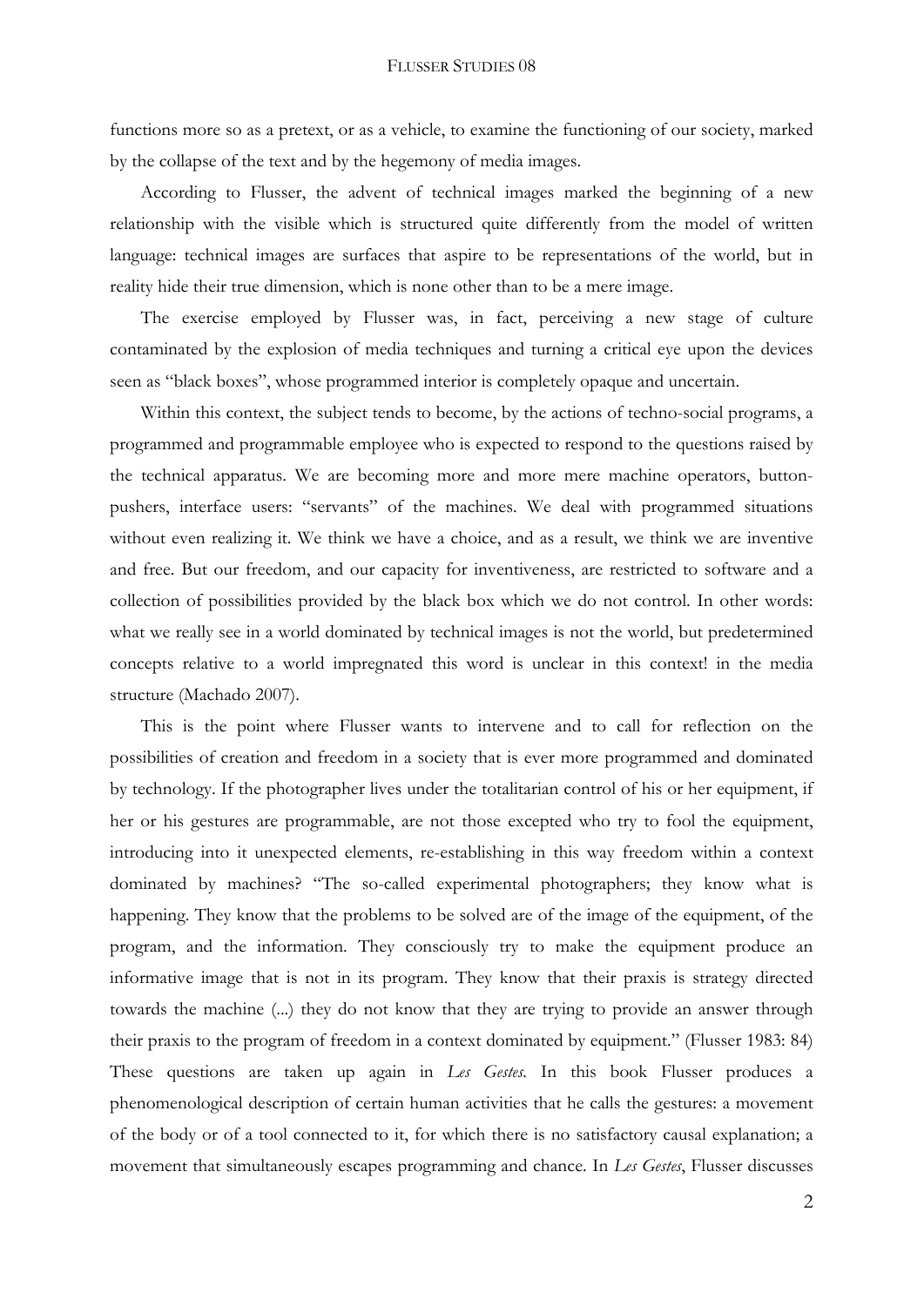functions more so as a pretext, or as a vehicle, to examine the functioning of our society, marked by the collapse of the text and by the hegemony of media images.

According to Flusser, the advent of technical images marked the beginning of a new relationship with the visible which is structured quite differently from the model of written language: technical images are surfaces that aspire to be representations of the world, but in reality hide their true dimension, which is none other than to be a mere image.

The exercise employed by Flusser was, in fact, perceiving a new stage of culture contaminated by the explosion of media techniques and turning a critical eye upon the devices seen as "black boxes", whose programmed interior is completely opaque and uncertain.

Within this context, the subject tends to become, by the actions of techno-social programs, a programmed and programmable employee who is expected to respond to the questions raised by the technical apparatus. We are becoming more and more mere machine operators, button-pushers, interface users: "servants" of the machines. We deal with programmed situations without even realizing it. We think we have a choice, and as a result, we think we are inventive and free. But our freedom, and our capacity for inventiveness, are restricted to software and a collection of possibilities provided by the black box which we do not control. In other words: what we really see in a world dominated by technical images is not the world, but predetermined concepts relative to a world impregnated this word is unclear in this context! in the media structure (Machado 2007).

This is the point where Flusser wants to intervene and to call for reflection on the possibilities of creation and freedom in a society that is ever more programmed and dominated by technology. If the photographer lives under the totalitarian control of his or her equipment, if her or his gestures are programmable, are not those excepted who try to fool the equipment, introducing into it unexpected elements, re-establishing in this way freedom within a context dominated by machines? "The so-called experimental photographers; they know what is happening. They know that the problems to be solved are of the image of the equipment, of the program, and the information. They consciously try to make the equipment produce an informative image that is not in its program. They know that their praxis is strategy directed towards the machine (...) they do not know that they are trying to provide an answer through their praxis to the program of freedom in a context dominated by equipment." (Flusser 1983: 84) These questions are taken up again in *Les Gestes*. In this book Flusser produces a phenomenological description of certain human activities that he calls the gestures: a movement of the body or of a tool connected to it, for which there is no satisfactory causal explanation; a movement that simultaneously escapes programming and chance. In *Les Gestes*, Flusser discusses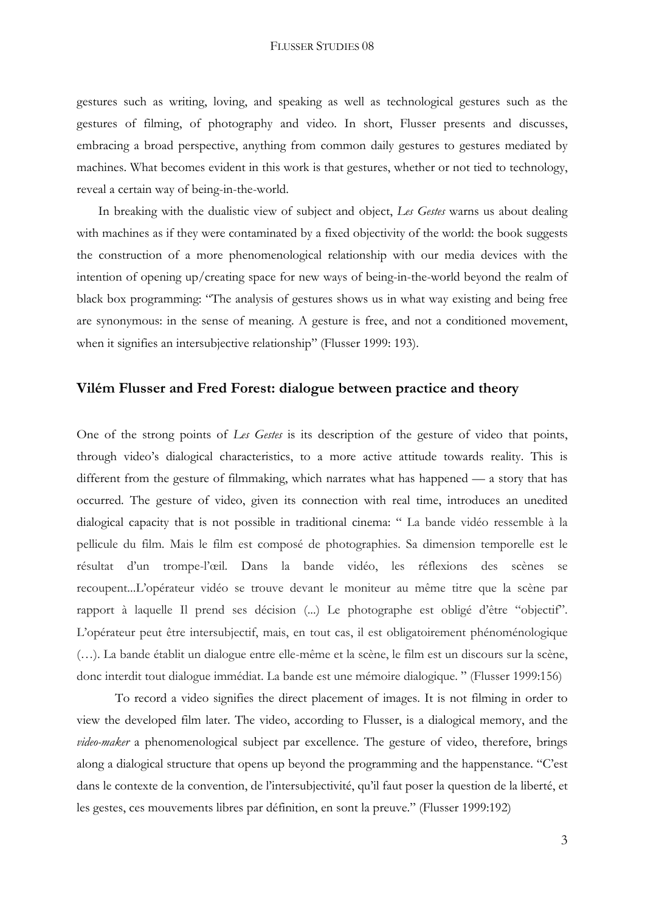gestures such as writing, loving, and speaking as well as technological gestures such as the gestures of filming, of photography and video. In short, Flusser presents and discusses, embracing a broad perspective, anything from common daily gestures to gestures mediated by machines. What becomes evident in this work is that gestures, whether or not tied to technology, reveal a certain way of being-in-the-world.

In breaking with the dualistic view of subject and object, *Les Gestes* warns us about dealing with machines as if they were contaminated by a fixed objectivity of the world: the book suggests the construction of a more phenomenological relationship with our media devices with the intention of opening up/creating space for new ways of being-in-the-world beyond the realm of black box programming: "The analysis of gestures shows us in what way existing and being free are synonymous: in the sense of meaning. A gesture is free, and not a conditioned movement, when it signifies an intersubjective relationship" (Flusser 1999: 193).

## Vilém Flusser and Fred Forest: dialogue between practice and theory

One of the strong points of *Les Gestes* is its description of the gesture of video that points, through video's dialogical characteristics, to a more active attitude towards reality. This is different from the gesture of filmmaking, which narrates what has happened — a story that has occurred. The gesture of video, given its connection with real time, introduces an unedited dialogical capacity that is not possible in traditional cinema: " La bande vidéo ressemble à la pellicule du film. Mais le film est composé de photographies. Sa dimension temporelle est le résultat d'un trompe-l'œil. Dans la bande vidéo, les réflexions des scènes se recoupent...L'opérateur vidéo se trouve devant le moniteur au même titre que la scène par rapport à laquelle Il prend ses décision (...) Le photographe est obligé d'être "objectif". L'opérateur peut être intersubjectif, mais, en tout cas, il est obligatoirement phénoménologique (…). La bande établit un dialogue entre elle-même et la scène, le film est un discours sur la scène, donc interdit tout dialogue immédiat. La bande est une mémoire dialogique. " (Flusser 1999:156)

To record a video signifies the direct placement of images. It is not filming in order to view the developed film later. The video, according to Flusser, is a dialogical memory, and the *video-maker* a phenomenological subject par excellence. The gesture of video, therefore, brings along a dialogical structure that opens up beyond the programming and the happenstance. "C'est dans le contexte de la convention, de l'intersubjectivité, qu'il faut poser la question de la liberté, et les gestes, ces mouvements libres par définition, en sont la preuve." (Flusser 1999:192)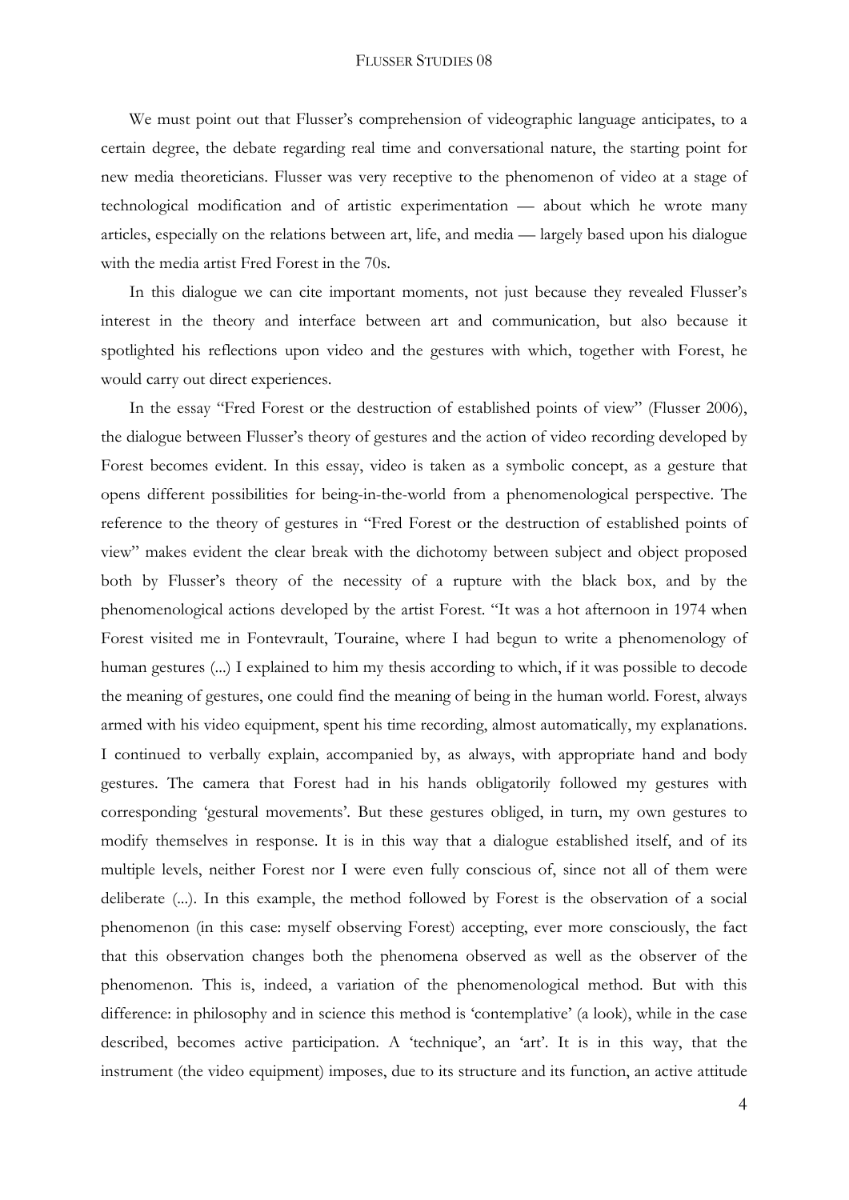We must point out that Flusser's comprehension of videographic language anticipates, to a certain degree, the debate regarding real time and conversational nature, the starting point for new media theoreticians. Flusser was very receptive to the phenomenon of video at a stage of technological modification and of artistic experimentation — about which he wrote many articles, especially on the relations between art, life, and media — largely based upon his dialogue with the media artist Fred Forest in the 70s.

In this dialogue we can cite important moments, not just because they revealed Flusser's interest in the theory and interface between art and communication, but also because it spotlighted his reflections upon video and the gestures with which, together with Forest, he would carry out direct experiences.

In the essay "Fred Forest or the destruction of established points of view" (Flusser 2006), the dialogue between Flusser's theory of gestures and the action of video recording developed by Forest becomes evident. In this essay, video is taken as a symbolic concept, as a gesture that opens different possibilities for being-in-the-world from a phenomenological perspective. The reference to the theory of gestures in "Fred Forest or the destruction of established points of view" makes evident the clear break with the dichotomy between subject and object proposed both by Flusser's theory of the necessity of a rupture with the black box, and by the phenomenological actions developed by the artist Forest. "It was a hot afternoon in 1974 when Forest visited me in Fontevrault, Touraine, where I had begun to write a phenomenology of human gestures (...) I explained to him my thesis according to which, if it was possible to decode the meaning of gestures, one could find the meaning of being in the human world. Forest, always armed with his video equipment, spent his time recording, almost automatically, my explanations. I continued to verbally explain, accompanied by, as always, with appropriate hand and body gestures. The camera that Forest had in his hands obligatorily followed my gestures with corresponding 'gestural movements'. But these gestures obliged, in turn, my own gestures to modify themselves in response. It is in this way that a dialogue established itself, and of its multiple levels, neither Forest nor I were even fully conscious of, since not all of them were deliberate (...). In this example, the method followed by Forest is the observation of a social phenomenon (in this case: myself observing Forest) accepting, ever more consciously, the fact that this observation changes both the phenomena observed as well as the observer of the phenomenon. This is, indeed, a variation of the phenomenological method. But with this difference: in philosophy and in science this method is 'contemplative' (a look), while in the case described, becomes active participation. A 'technique', an 'art'. It is in this way, that the instrument (the video equipment) imposes, due to its structure and its function, an active attitude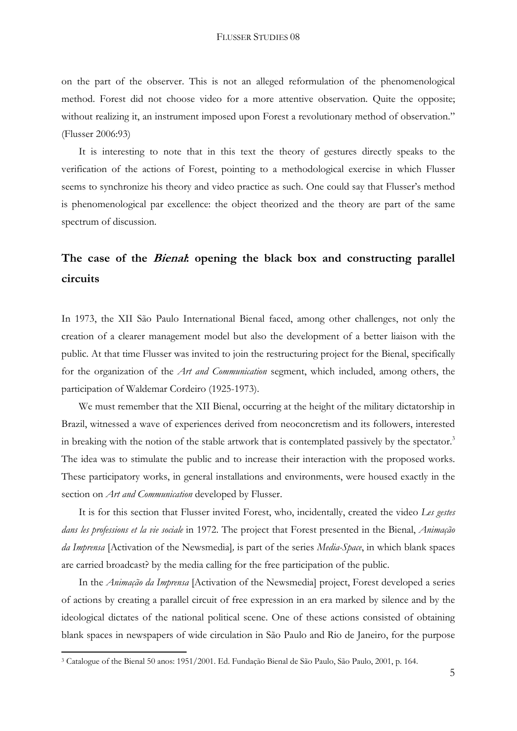on the part of the observer. This is not an alleged reformulation of the phenomenological method. Forest did not choose video for a more attentive observation. Quite the opposite; without realizing it, an instrument imposed upon Forest a revolutionary method of observation." (Flusser 2006:93)

It is interesting to note that in this text the theory of gestures directly speaks to the verification of the actions of Forest, pointing to a methodological exercise in which Flusser seems to synchronize his theory and video practice as such. One could say that Flusser's method is phenomenological par excellence: the object theorized and the theory are part of the same spectrum of discussion.

## The case of the *Bienal*: opening the black box and constructing parallel circuits

In 1973, the XII São Paulo International Bienal faced, among other challenges, not only the creation of a clearer management model but also the development of a better liaison with the public. At that time Flusser was invited to join the restructuring project for the Bienal, specifically for the organization of the *Art and Communication* segment, which included, among others, the participation of Waldemar Cordeiro (1925-1973).

We must remember that the XII Bienal, occurring at the height of the military dictatorship in Brazil, witnessed a wave of experiences derived from neoconcretism and its followers, interested in breaking with the notion of the stable artwork that is contemplated passively by the spectator.[3] The idea was to stimulate the public and to increase their interaction with the proposed works. These participatory works, in general installations and environments, were housed exactly in the section on *Art and Communication* developed by Flusser.

It is for this section that Flusser invited Forest, who, incidentally, created the video *Les gestes dans les professions et la vie sociale* in 1972. The project that Forest presented in the Bienal, *Animação da Imprensa* [Activation of the Newsmedia], is part of the series *Media-Space*, in which blank spaces are carried broadcast? by the media calling for the free participation of the public.

In the *Animação da Imprensa* [Activation of the Newsmedia] project, Forest developed a series of actions by creating a parallel circuit of free expression in an era marked by silence and by the ideological dictates of the national political scene. One of these actions consisted of obtaining blank spaces in newspapers of wide circulation in São Paulo and Rio de Janeiro, for the purpose

[3] Catalogue of the Bienal 50 anos: 1951/2001. Ed. Fundação Bienal de São Paulo, São Paulo, 2001, p. 164.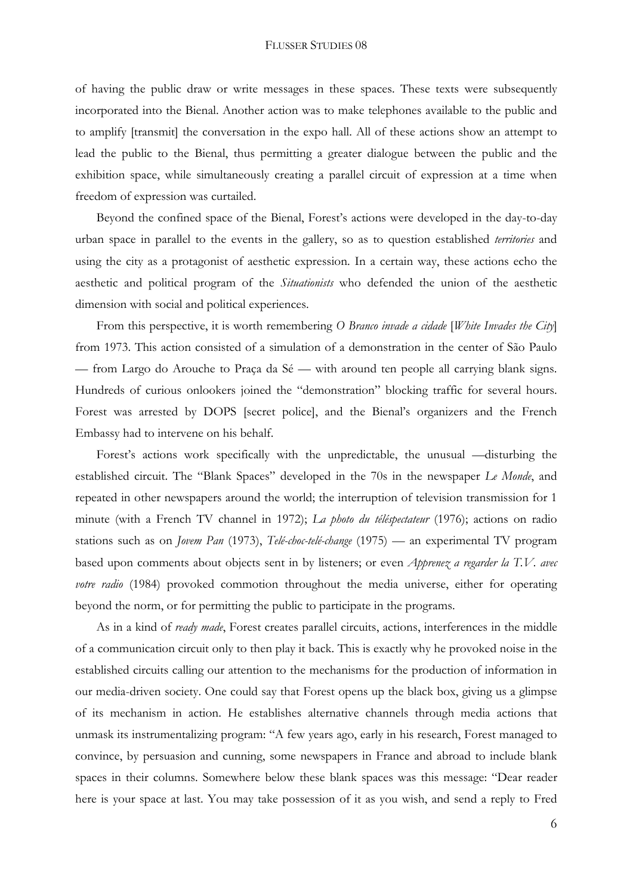of having the public draw or write messages in these spaces. These texts were subsequently incorporated into the Bienal. Another action was to make telephones available to the public and to amplify [transmit] the conversation in the expo hall. All of these actions show an attempt to lead the public to the Bienal, thus permitting a greater dialogue between the public and the exhibition space, while simultaneously creating a parallel circuit of expression at a time when freedom of expression was curtailed.

Beyond the confined space of the Bienal, Forest's actions were developed in the day-to-day urban space in parallel to the events in the gallery, so as to question established *territories* and using the city as a protagonist of aesthetic expression. In a certain way, these actions echo the aesthetic and political program of the *Situationists* who defended the union of the aesthetic dimension with social and political experiences.

From this perspective, it is worth remembering *O Branco invade a cidade* [*White Invades the City*] from 1973. This action consisted of a simulation of a demonstration in the center of São Paulo — from Largo do Arouche to Praça da Sé — with around ten people all carrying blank signs. Hundreds of curious onlookers joined the "demonstration" blocking traffic for several hours. Forest was arrested by DOPS [secret police], and the Bienal's organizers and the French Embassy had to intervene on his behalf.

Forest's actions work specifically with the unpredictable, the unusual —disturbing the established circuit. The "Blank Spaces" developed in the 70s in the newspaper *Le Monde*, and repeated in other newspapers around the world; the interruption of television transmission for 1 minute (with a French TV channel in 1972); *La photo du téléspectateur* (1976); actions on radio stations such as on *Jovem Pan* (1973), *Telé-choc-telé-change* (1975) — an experimental TV program based upon comments about objects sent in by listeners; or even *Apprenez a regarder la T.V. avec votre radio* (1984) provoked commotion throughout the media universe, either for operating beyond the norm, or for permitting the public to participate in the programs.

As in a kind of *ready made*, Forest creates parallel circuits, actions, interferences in the middle of a communication circuit only to then play it back. This is exactly why he provoked noise in the established circuits calling our attention to the mechanisms for the production of information in our media-driven society. One could say that Forest opens up the black box, giving us a glimpse of its mechanism in action. He establishes alternative channels through media actions that unmask its instrumentalizing program: "A few years ago, early in his research, Forest managed to convince, by persuasion and cunning, some newspapers in France and abroad to include blank spaces in their columns. Somewhere below these blank spaces was this message: "Dear reader here is your space at last. You may take possession of it as you wish, and send a reply to Fred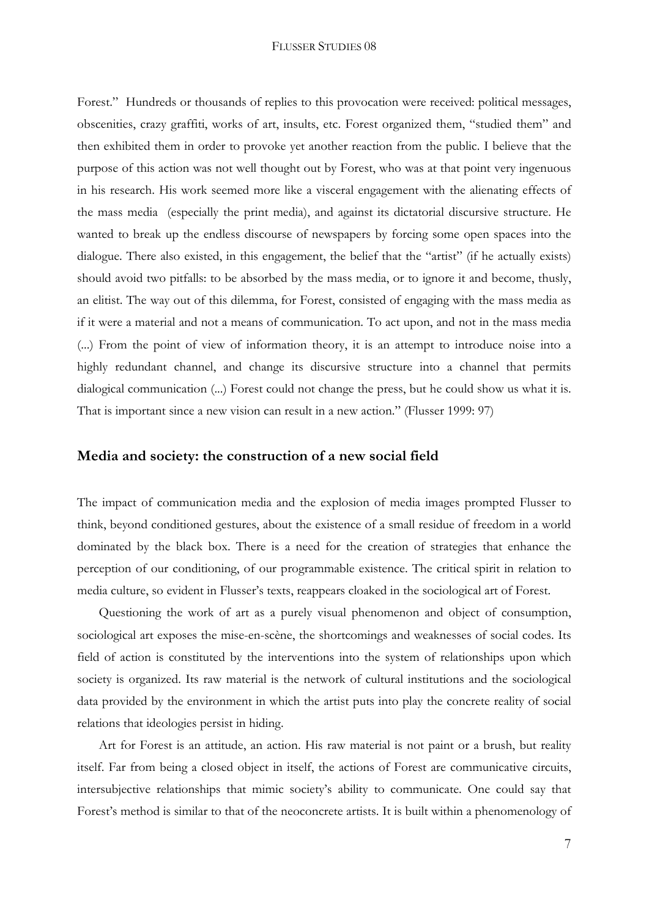Forest." Hundreds or thousands of replies to this provocation were received: political messages, obscenities, crazy graffiti, works of art, insults, etc. Forest organized them, "studied them" and then exhibited them in order to provoke yet another reaction from the public. I believe that the purpose of this action was not well thought out by Forest, who was at that point very ingenuous in his research. His work seemed more like a visceral engagement with the alienating effects of the mass media (especially the print media), and against its dictatorial discursive structure. He wanted to break up the endless discourse of newspapers by forcing some open spaces into the dialogue. There also existed, in this engagement, the belief that the "artist" (if he actually exists) should avoid two pitfalls: to be absorbed by the mass media, or to ignore it and become, thusly, an elitist. The way out of this dilemma, for Forest, consisted of engaging with the mass media as if it were a material and not a means of communication. To act upon, and not in the mass media (...) From the point of view of information theory, it is an attempt to introduce noise into a highly redundant channel, and change its discursive structure into a channel that permits dialogical communication (...) Forest could not change the press, but he could show us what it is. That is important since a new vision can result in a new action." (Flusser 1999: 97)

## Media and society: the construction of a new social field

The impact of communication media and the explosion of media images prompted Flusser to think, beyond conditioned gestures, about the existence of a small residue of freedom in a world dominated by the black box. There is a need for the creation of strategies that enhance the perception of our conditioning, of our programmable existence. The critical spirit in relation to media culture, so evident in Flusser's texts, reappears cloaked in the sociological art of Forest.

Questioning the work of art as a purely visual phenomenon and object of consumption, sociological art exposes the mise-en-scène, the shortcomings and weaknesses of social codes. Its field of action is constituted by the interventions into the system of relationships upon which society is organized. Its raw material is the network of cultural institutions and the sociological data provided by the environment in which the artist puts into play the concrete reality of social relations that ideologies persist in hiding.

Art for Forest is an attitude, an action. His raw material is not paint or a brush, but reality itself. Far from being a closed object in itself, the actions of Forest are communicative circuits, intersubjective relationships that mimic society's ability to communicate. One could say that Forest's method is similar to that of the neoconcrete artists. It is built within a phenomenology of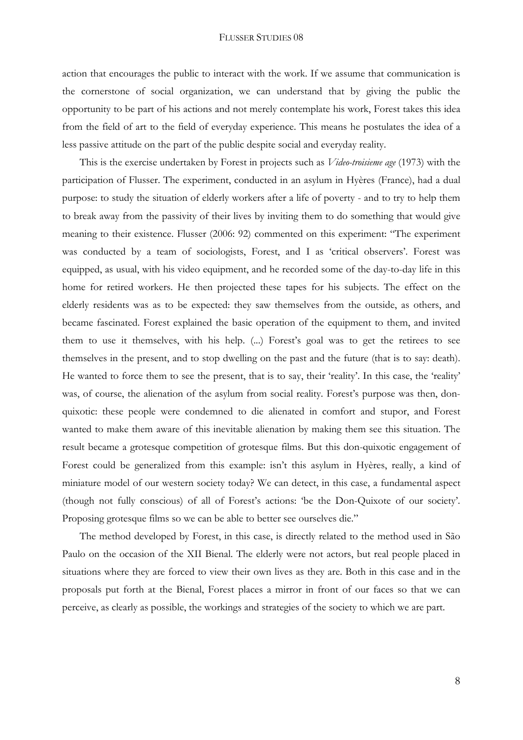action that encourages the public to interact with the work. If we assume that communication is the cornerstone of social organization, we can understand that by giving the public the opportunity to be part of his actions and not merely contemplate his work, Forest takes this idea from the field of art to the field of everyday experience. This means he postulates the idea of a less passive attitude on the part of the public despite social and everyday reality.

This is the exercise undertaken by Forest in projects such as *Video-troisieme age* (1973) with the participation of Flusser. The experiment, conducted in an asylum in Hyères (France), had a dual purpose: to study the situation of elderly workers after a life of poverty - and to try to help them to break away from the passivity of their lives by inviting them to do something that would give meaning to their existence. Flusser (2006: 92) commented on this experiment: "The experiment was conducted by a team of sociologists, Forest, and I as 'critical observers'. Forest was equipped, as usual, with his video equipment, and he recorded some of the day-to-day life in this home for retired workers. He then projected these tapes for his subjects. The effect on the elderly residents was as to be expected: they saw themselves from the outside, as others, and became fascinated. Forest explained the basic operation of the equipment to them, and invited them to use it themselves, with his help. (...) Forest's goal was to get the retirees to see themselves in the present, and to stop dwelling on the past and the future (that is to say: death). He wanted to force them to see the present, that is to say, their 'reality'. In this case, the 'reality' was, of course, the alienation of the asylum from social reality. Forest's purpose was then, don-quixotic: these people were condemned to die alienated in comfort and stupor, and Forest wanted to make them aware of this inevitable alienation by making them see this situation. The result became a grotesque competition of grotesque films. But this don-quixotic engagement of Forest could be generalized from this example: isn't this asylum in Hyères, really, a kind of miniature model of our western society today? We can detect, in this case, a fundamental aspect (though not fully conscious) of all of Forest's actions: 'be the Don-Quixote of our society'. Proposing grotesque films so we can be able to better see ourselves die."

The method developed by Forest, in this case, is directly related to the method used in São Paulo on the occasion of the XII Bienal. The elderly were not actors, but real people placed in situations where they are forced to view their own lives as they are. Both in this case and in the proposals put forth at the Bienal, Forest places a mirror in front of our faces so that we can perceive, as clearly as possible, the workings and strategies of the society to which we are part.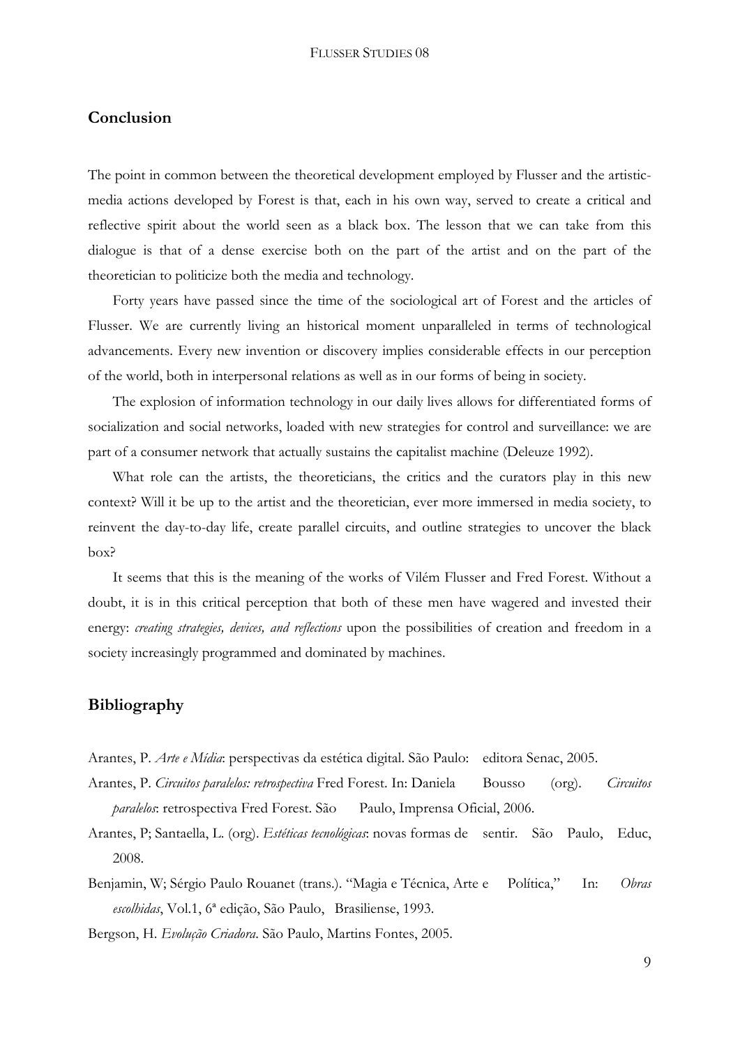## Conclusion

The point in common between the theoretical development employed by Flusser and the artistic-media actions developed by Forest is that, each in his own way, served to create a critical and reflective spirit about the world seen as a black box. The lesson that we can take from this dialogue is that of a dense exercise both on the part of the artist and on the part of the theoretician to politicize both the media and technology.

Forty years have passed since the time of the sociological art of Forest and the articles of Flusser. We are currently living an historical moment unparalleled in terms of technological advancements. Every new invention or discovery implies considerable effects in our perception of the world, both in interpersonal relations as well as in our forms of being in society.

The explosion of information technology in our daily lives allows for differentiated forms of socialization and social networks, loaded with new strategies for control and surveillance: we are part of a consumer network that actually sustains the capitalist machine (Deleuze 1992).

What role can the artists, the theoreticians, the critics and the curators play in this new context? Will it be up to the artist and the theoretician, ever more immersed in media society, to reinvent the day-to-day life, create parallel circuits, and outline strategies to uncover the black box?

It seems that this is the meaning of the works of Vilém Flusser and Fred Forest. Without a doubt, it is in this critical perception that both of these men have wagered and invested their energy: *creating strategies, devices, and reflections* upon the possibilities of creation and freedom in a society increasingly programmed and dominated by machines.

## Bibliography

Arantes, P. *Arte e Mídia*: perspectivas da estética digital. São Paulo: editora Senac, 2005.

Arantes, P. *Circuitos paralelos: retrospectiva* Fred Forest. In: Daniela Bousso (org). *Circuitos paralelos*: retrospectiva Fred Forest. São Paulo, Imprensa Oficial, 2006.

Arantes, P; Santaella, L. (org). *Estéticas tecnológicas*: novas formas de sentir. São Paulo, Educ, 2008.

Benjamin, W; Sérgio Paulo Rouanet (trans.). "Magia e Técnica, Arte e Política," In: *Obras escolhidas*, Vol.1, 6ª edição, São Paulo, Brasiliense, 1993.

Bergson, H. *Evolução Criadora*. São Paulo, Martins Fontes, 2005.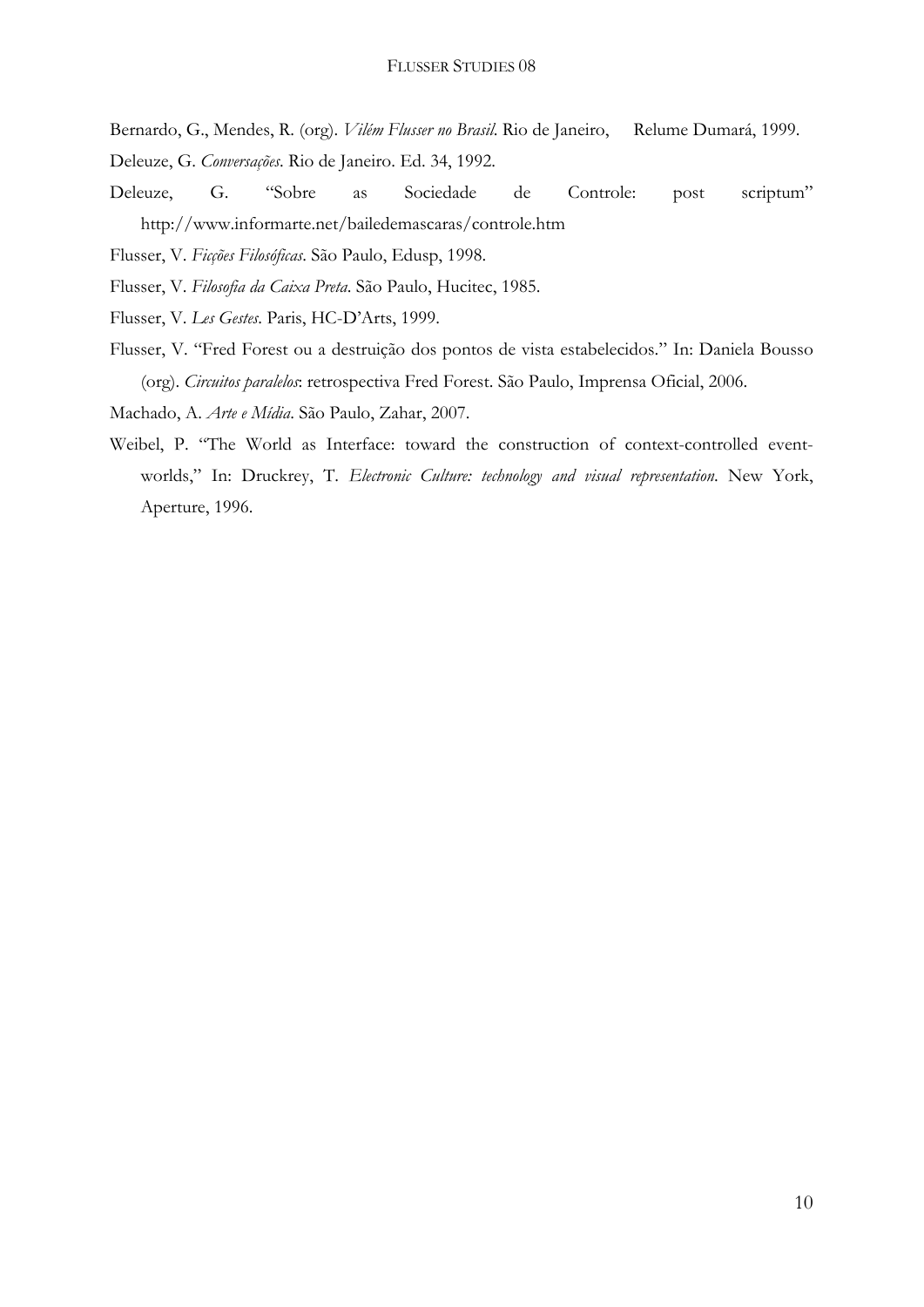Bernardo, G., Mendes, R. (org). *Vilém Flusser no Brasil*. Rio de Janeiro, Relume Dumará, 1999.

Deleuze, G. *Conversações*. Rio de Janeiro. Ed. 34, 1992.

Deleuze, G. "Sobre as Sociedade de Controle: post scriptum" http://www.informarte.net/bailedemascaras/controle.htm

Flusser, V. *Ficções Filosóficas*. São Paulo, Edusp, 1998.

Flusser, V. *Filosofia da Caixa Preta*. São Paulo, Hucitec, 1985.

Flusser, V. *Les Gestes*. Paris, HC-D'Arts, 1999.

Flusser, V. "Fred Forest ou a destruição dos pontos de vista estabelecidos." In: Daniela Bousso (org). *Circuitos paralelos*: retrospectiva Fred Forest. São Paulo, Imprensa Oficial, 2006.

Machado, A. *Arte e Mídia*. São Paulo, Zahar, 2007.

Weibel, P. "The World as Interface: toward the construction of context-controlled event-worlds," In: Druckrey, T. *Electronic Culture: technology and visual representation*. New York, Aperture, 1996.